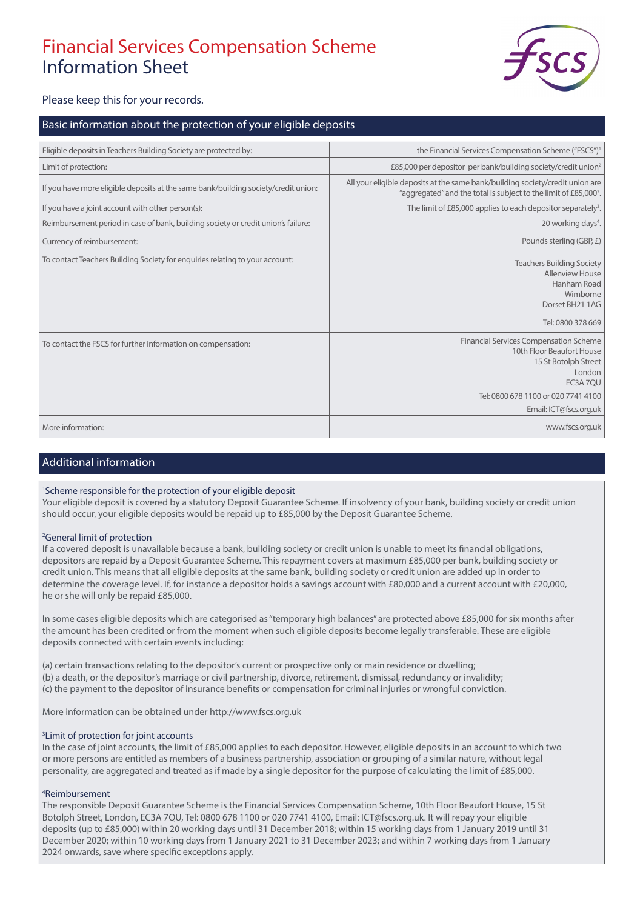# Financial Services Compensation Scheme
## Information Sheet

Please keep this for your records.

## Basic information about the protection of your eligible deposits

| | |
|---|---|
| Eligible deposits in Teachers Building Society are protected by: | the Financial Services Compensation Scheme ("FSCS")[1] |
| Limit of protection: | £85,000 per depositor per bank/building society/credit union[2] |
| If you have more eligible deposits at the same bank/building society/credit union: | All your eligible deposits at the same bank/building society/credit union are "aggregated" and the total is subject to the limit of £85,000[2]. |
| If you have a joint account with other person(s): | The limit of £85,000 applies to each depositor separately[3]. |
| Reimbursement period in case of bank, building society or credit union's failure: | 20 working days[4]. |
| Currency of reimbursement: | Pounds sterling (GBP, £) |
| To contact Teachers Building Society for enquiries relating to your account: | Teachers Building Society<br>Allenview House<br>Hanham Road<br>Wimborne<br>Dorset BH21 1AG<br><br>Tel: 0800 378 669 |
| To contact the FSCS for further information on compensation: | Financial Services Compensation Scheme<br>10th Floor Beaufort House<br>15 St Botolph Street<br>London<br>EC3A 7QU<br>Tel: 0800 678 1100 or 020 7741 4100<br>Email: ICT@fscs.org.uk |
| More information: | www.fscs.org.uk |

## Additional information

[1]Scheme responsible for the protection of your eligible deposit
Your eligible deposit is covered by a statutory Deposit Guarantee Scheme. If insolvency of your bank, building society or credit union should occur, your eligible deposits would be repaid up to £85,000 by the Deposit Guarantee Scheme.

[2]General limit of protection
If a covered deposit is unavailable because a bank, building society or credit union is unable to meet its financial obligations, depositors are repaid by a Deposit Guarantee Scheme. This repayment covers at maximum £85,000 per bank, building society or credit union. This means that all eligible deposits at the same bank, building society or credit union are added up in order to determine the coverage level. If, for instance a depositor holds a savings account with £80,000 and a current account with £20,000, he or she will only be repaid £85,000.

In some cases eligible deposits which are categorised as "temporary high balances" are protected above £85,000 for six months after the amount has been credited or from the moment when such eligible deposits become legally transferable. These are eligible deposits connected with certain events including:

(a) certain transactions relating to the depositor's current or prospective only or main residence or dwelling;
(b) a death, or the depositor's marriage or civil partnership, divorce, retirement, dismissal, redundancy or invalidity;
(c) the payment to the depositor of insurance benefits or compensation for criminal injuries or wrongful conviction.

More information can be obtained under http://www.fscs.org.uk

[3]Limit of protection for joint accounts
In the case of joint accounts, the limit of £85,000 applies to each depositor. However, eligible deposits in an account to which two or more persons are entitled as members of a business partnership, association or grouping of a similar nature, without legal personality, are aggregated and treated as if made by a single depositor for the purpose of calculating the limit of £85,000.

[4]Reimbursement
The responsible Deposit Guarantee Scheme is the Financial Services Compensation Scheme, 10th Floor Beaufort House, 15 St Botolph Street, London, EC3A 7QU, Tel: 0800 678 1100 or 020 7741 4100, Email: ICT@fscs.org.uk. It will repay your eligible deposits (up to £85,000) within 20 working days until 31 December 2018; within 15 working days from 1 January 2019 until 31 December 2020; within 10 working days from 1 January 2021 to 31 December 2023; and within 7 working days from 1 January 2024 onwards, save where specific exceptions apply.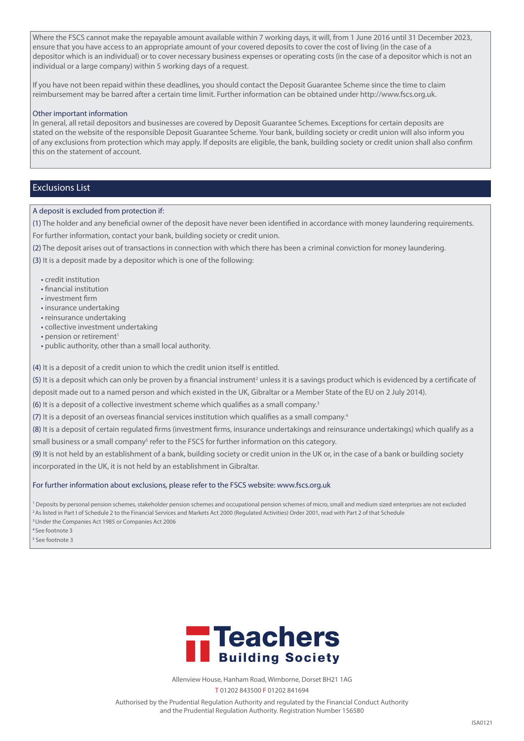Where the FSCS cannot make the repayable amount available within 7 working days, it will, from 1 June 2016 until 31 December 2023, ensure that you have access to an appropriate amount of your covered deposits to cover the cost of living (in the case of a depositor which is an individual) or to cover necessary business expenses or operating costs (in the case of a depositor which is not an individual or a large company) within 5 working days of a request.

If you have not been repaid within these deadlines, you should contact the Deposit Guarantee Scheme since the time to claim reimbursement may be barred after a certain time limit. Further information can be obtained under http://www.fscs.org.uk.

### Other important information

In general, all retail depositors and businesses are covered by Deposit Guarantee Schemes. Exceptions for certain deposits are stated on the website of the responsible Deposit Guarantee Scheme. Your bank, building society or credit union will also inform you of any exclusions from protection which may apply. If deposits are eligible, the bank, building society or credit union shall also confirm this on the statement of account.

## Exclusions List

### A deposit is excluded from protection if:

(1) The holder and any beneficial owner of the deposit have never been identified in accordance with money laundering requirements. For further information, contact your bank, building society or credit union.

(2) The deposit arises out of transactions in connection with which there has been a criminal conviction for money laundering.

(3) It is a deposit made by a depositor which is one of the following:

- credit institution
- financial institution
- investment firm
- insurance undertaking
- reinsurance undertaking
- collective investment undertaking
- pension or retirement[1]
- public authority, other than a small local authority.

(4) It is a deposit of a credit union to which the credit union itself is entitled.

(5) It is a deposit which can only be proven by a financial instrument[2] unless it is a savings product which is evidenced by a certificate of deposit made out to a named person and which existed in the UK, Gibraltar or a Member State of the EU on 2 July 2014).

(6) It is a deposit of a collective investment scheme which qualifies as a small company.[3]

(7) It is a deposit of an overseas financial services institution which qualifies as a small company.[4]

(8) It is a deposit of certain regulated firms (investment firms, insurance undertakings and reinsurance undertakings) which qualify as a small business or a small company[5] refer to the FSCS for further information on this category.

(9) It is not held by an establishment of a bank, building society or credit union in the UK or, in the case of a bank or building society incorporated in the UK, it is not held by an establishment in Gibraltar.

For further information about exclusions, please refer to the FSCS website: www.fscs.org.uk

[1] Deposits by personal pension schemes, stakeholder pension schemes and occupational pension schemes of micro, small and medium sized enterprises are not excluded

[2] As listed in Part I of Schedule 2 to the Financial Services and Markets Act 2000 (Regulated Activities) Order 2001, read with Part 2 of that Schedule

[3] Under the Companies Act 1985 or Companies Act 2006

[4] See footnote 3

[5] See footnote 3

Teachers Building Society

Allenview House, Hanham Road, Wimborne, Dorset BH21 1AG

T 01202 843500 F 01202 841694

Authorised by the Prudential Regulation Authority and regulated by the Financial Conduct Authority and the Prudential Regulation Authority. Registration Number 156580

ISA0121